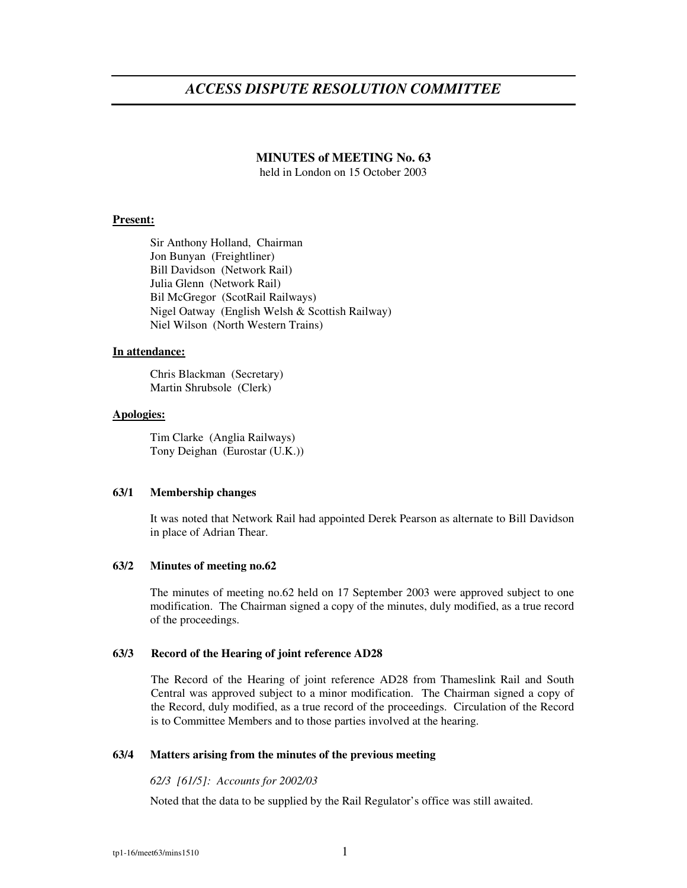# *ACCESS DISPUTE RESOLUTION COMMITTEE*

## MINUTES of MEETING No. 63

held in London on 15 October 2003

**Present:**

Sir Anthony Holland, Chairman
Jon Bunyan (Freightliner)
Bill Davidson (Network Rail)
Julia Glenn (Network Rail)
Bil McGregor (ScotRail Railways)
Nigel Oatway (English Welsh & Scottish Railway)
Niel Wilson (North Western Trains)

**In attendance:**

Chris Blackman (Secretary)
Martin Shrubsole (Clerk)

**Apologies:**

Tim Clarke (Anglia Railways)
Tony Deighan (Eurostar (U.K.))

### 63/1 Membership changes

It was noted that Network Rail had appointed Derek Pearson as alternate to Bill Davidson in place of Adrian Thear.

### 63/2 Minutes of meeting no.62

The minutes of meeting no.62 held on 17 September 2003 were approved subject to one modification. The Chairman signed a copy of the minutes, duly modified, as a true record of the proceedings.

### 63/3 Record of the Hearing of joint reference AD28

The Record of the Hearing of joint reference AD28 from Thameslink Rail and South Central was approved subject to a minor modification. The Chairman signed a copy of the Record, duly modified, as a true record of the proceedings. Circulation of the Record is to Committee Members and to those parties involved at the hearing.

### 63/4 Matters arising from the minutes of the previous meeting

*62/3 [61/5]: Accounts for 2002/03*

Noted that the data to be supplied by the Rail Regulator's office was still awaited.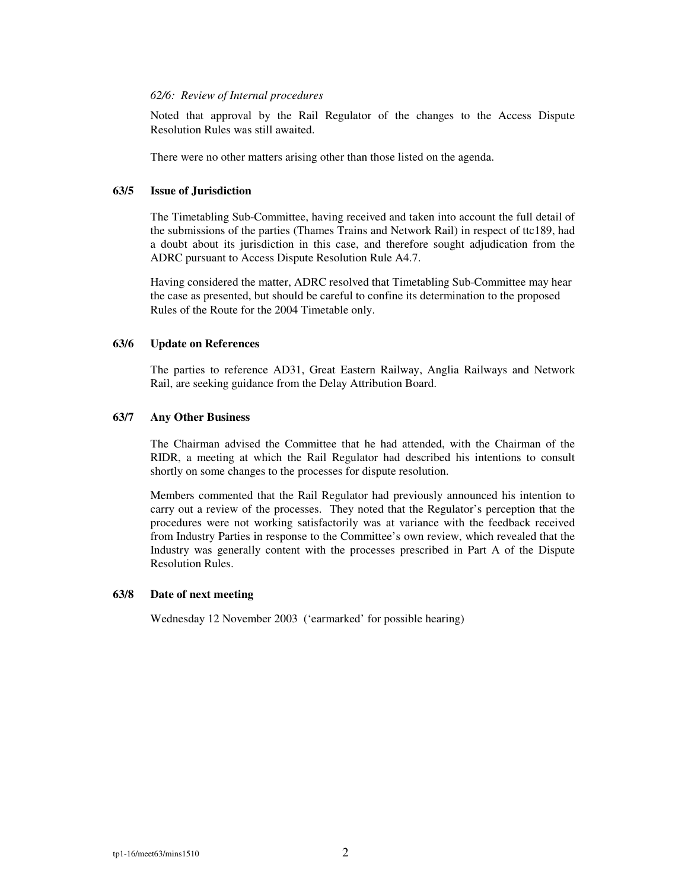*62/6: Review of Internal procedures*

Noted that approval by the Rail Regulator of the changes to the Access Dispute Resolution Rules was still awaited.

There were no other matters arising other than those listed on the agenda.

**63/5 Issue of Jurisdiction**

The Timetabling Sub-Committee, having received and taken into account the full detail of the submissions of the parties (Thames Trains and Network Rail) in respect of ttc189, had a doubt about its jurisdiction in this case, and therefore sought adjudication from the ADRC pursuant to Access Dispute Resolution Rule A4.7.

Having considered the matter, ADRC resolved that Timetabling Sub-Committee may hear the case as presented, but should be careful to confine its determination to the proposed Rules of the Route for the 2004 Timetable only.

**63/6 Update on References**

The parties to reference AD31, Great Eastern Railway, Anglia Railways and Network Rail, are seeking guidance from the Delay Attribution Board.

**63/7 Any Other Business**

The Chairman advised the Committee that he had attended, with the Chairman of the RIDR, a meeting at which the Rail Regulator had described his intentions to consult shortly on some changes to the processes for dispute resolution.

Members commented that the Rail Regulator had previously announced his intention to carry out a review of the processes. They noted that the Regulator's perception that the procedures were not working satisfactorily was at variance with the feedback received from Industry Parties in response to the Committee's own review, which revealed that the Industry was generally content with the processes prescribed in Part A of the Dispute Resolution Rules.

**63/8 Date of next meeting**

Wednesday 12 November 2003 ('earmarked' for possible hearing)